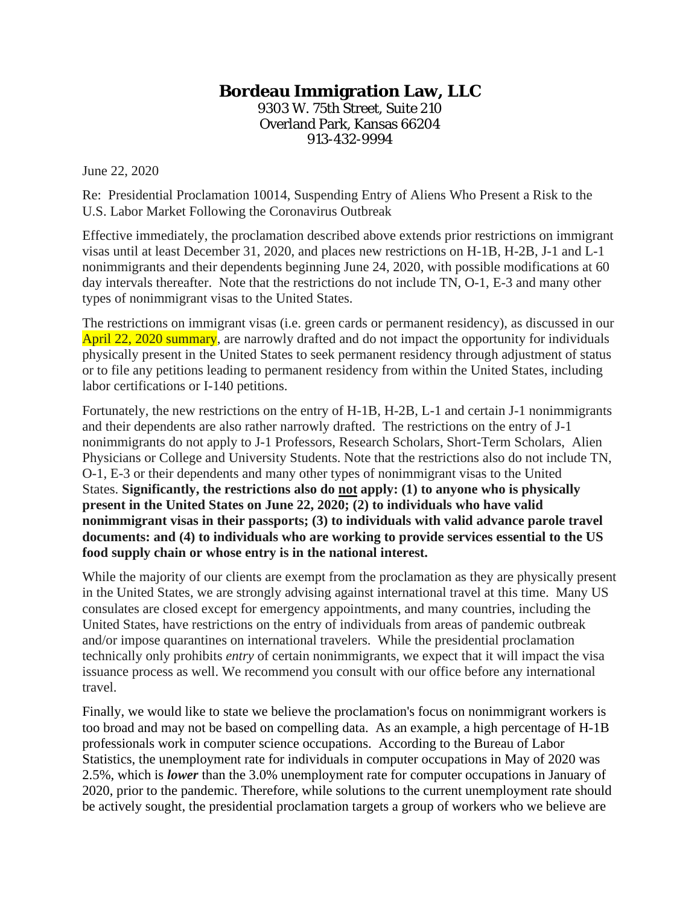# Bordeau Immigration Law, LLC

9303 W. 75th Street, Suite 210
Overland Park, Kansas 66204
913-432-9994

June 22, 2020

Re: Presidential Proclamation 10014, Suspending Entry of Aliens Who Present a Risk to the U.S. Labor Market Following the Coronavirus Outbreak

Effective immediately, the proclamation described above extends prior restrictions on immigrant visas until at least December 31, 2020, and places new restrictions on H-1B, H-2B, J-1 and L-1 nonimmigrants and their dependents beginning June 24, 2020, with possible modifications at 60 day intervals thereafter. Note that the restrictions do not include TN, O-1, E-3 and many other types of nonimmigrant visas to the United States.

The restrictions on immigrant visas (i.e. green cards or permanent residency), as discussed in our April 22, 2020 summary, are narrowly drafted and do not impact the opportunity for individuals physically present in the United States to seek permanent residency through adjustment of status or to file any petitions leading to permanent residency from within the United States, including labor certifications or I-140 petitions.

Fortunately, the new restrictions on the entry of H-1B, H-2B, L-1 and certain J-1 nonimmigrants and their dependents are also rather narrowly drafted. The restrictions on the entry of J-1 nonimmigrants do not apply to J-1 Professors, Research Scholars, Short-Term Scholars, Alien Physicians or College and University Students. Note that the restrictions also do not include TN, O-1, E-3 or their dependents and many other types of nonimmigrant visas to the United States. **Significantly, the restrictions also do <u>not</u> apply: (1) to anyone who is physically present in the United States on June 22, 2020; (2) to individuals who have valid nonimmigrant visas in their passports; (3) to individuals with valid advance parole travel documents: and (4) to individuals who are working to provide services essential to the US food supply chain or whose entry is in the national interest.**

While the majority of our clients are exempt from the proclamation as they are physically present in the United States, we are strongly advising against international travel at this time. Many US consulates are closed except for emergency appointments, and many countries, including the United States, have restrictions on the entry of individuals from areas of pandemic outbreak and/or impose quarantines on international travelers. While the presidential proclamation technically only prohibits *entry* of certain nonimmigrants, we expect that it will impact the visa issuance process as well. We recommend you consult with our office before any international travel.

Finally, we would like to state we believe the proclamation's focus on nonimmigrant workers is too broad and may not be based on compelling data. As an example, a high percentage of H-1B professionals work in computer science occupations. According to the Bureau of Labor Statistics, the unemployment rate for individuals in computer occupations in May of 2020 was 2.5%, which is ***lower*** than the 3.0% unemployment rate for computer occupations in January of 2020, prior to the pandemic. Therefore, while solutions to the current unemployment rate should be actively sought, the presidential proclamation targets a group of workers who we believe are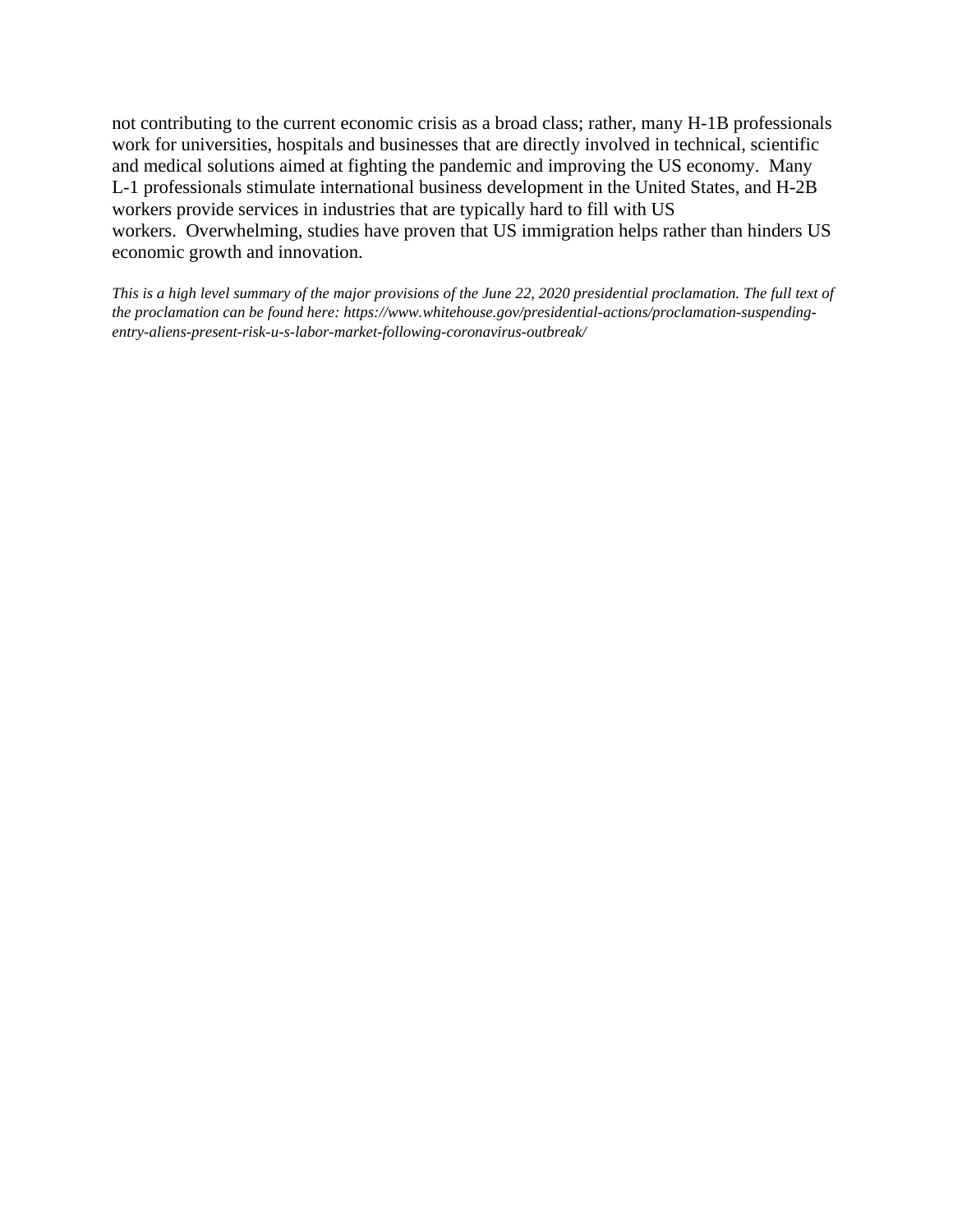not contributing to the current economic crisis as a broad class; rather, many H-1B professionals work for universities, hospitals and businesses that are directly involved in technical, scientific and medical solutions aimed at fighting the pandemic and improving the US economy. Many L-1 professionals stimulate international business development in the United States, and H-2B workers provide services in industries that are typically hard to fill with US workers. Overwhelming, studies have proven that US immigration helps rather than hinders US economic growth and innovation.

*This is a high level summary of the major provisions of the June 22, 2020 presidential proclamation. The full text of the proclamation can be found here: https://www.whitehouse.gov/presidential-actions/proclamation-suspending-entry-aliens-present-risk-u-s-labor-market-following-coronavirus-outbreak/*